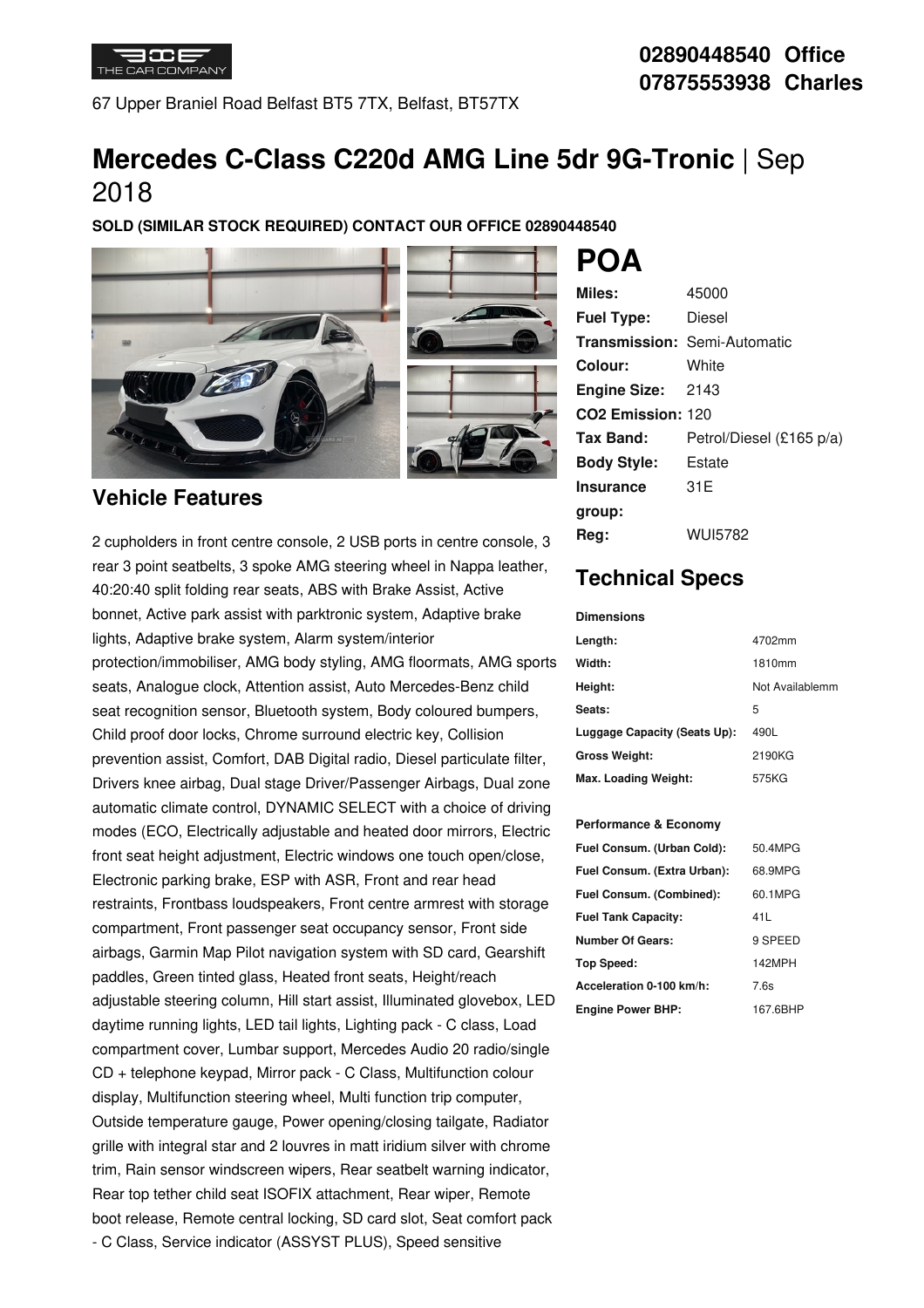67 Upper Braniel Road Belfast BT5 7TX, Belfast, BT57TX

**02890448540 Office**
**07875553938 Charles**

# **Mercedes C-Class C220d AMG Line 5dr 9G-Tronic** | Sep 2018

**SOLD (SIMILAR STOCK REQUIRED) CONTACT OUR OFFICE 02890448540**

# POA

| | |
|---|---|
| **Miles:** | 45000 |
| **Fuel Type:** | Diesel |
| **Transmission:** | Semi-Automatic |
| **Colour:** | White |
| **Engine Size:** | 2143 |
| **CO2 Emission:** | 120 |
| **Tax Band:** | Petrol/Diesel (£165 p/a) |
| **Body Style:** | Estate |
| **Insurance group:** | 31E |
| **Reg:** | WUI5782 |

## Technical Specs

**Dimensions**

| | |
|---|---|
| **Length:** | 4702mm |
| **Width:** | 1810mm |
| **Height:** | Not Availablemm |
| **Seats:** | 5 |
| **Luggage Capacity (Seats Up):** | 490L |
| **Gross Weight:** | 2190KG |
| **Max. Loading Weight:** | 575KG |

**Performance & Economy**

| | |
|---|---|
| **Fuel Consum. (Urban Cold):** | 50.4MPG |
| **Fuel Consum. (Extra Urban):** | 68.9MPG |
| **Fuel Consum. (Combined):** | 60.1MPG |
| **Fuel Tank Capacity:** | 41L |
| **Number Of Gears:** | 9 SPEED |
| **Top Speed:** | 142MPH |
| **Acceleration 0-100 km/h:** | 7.6s |
| **Engine Power BHP:** | 167.6BHP |

## Vehicle Features

2 cupholders in front centre console, 2 USB ports in centre console, 3 rear 3 point seatbelts, 3 spoke AMG steering wheel in Nappa leather, 40:20:40 split folding rear seats, ABS with Brake Assist, Active bonnet, Active park assist with parktronic system, Adaptive brake lights, Adaptive brake system, Alarm system/interior protection/immobiliser, AMG body styling, AMG floormats, AMG sports seats, Analogue clock, Attention assist, Auto Mercedes-Benz child seat recognition sensor, Bluetooth system, Body coloured bumpers, Child proof door locks, Chrome surround electric key, Collision prevention assist, Comfort, DAB Digital radio, Diesel particulate filter, Drivers knee airbag, Dual stage Driver/Passenger Airbags, Dual zone automatic climate control, DYNAMIC SELECT with a choice of driving modes (ECO, Electrically adjustable and heated door mirrors, Electric front seat height adjustment, Electric windows one touch open/close, Electronic parking brake, ESP with ASR, Front and rear head restraints, Frontbass loudspeakers, Front centre armrest with storage compartment, Front passenger seat occupancy sensor, Front side airbags, Garmin Map Pilot navigation system with SD card, Gearshift paddles, Green tinted glass, Heated front seats, Height/reach adjustable steering column, Hill start assist, Illuminated glovebox, LED daytime running lights, LED tail lights, Lighting pack - C class, Load compartment cover, Lumbar support, Mercedes Audio 20 radio/single CD + telephone keypad, Mirror pack - C Class, Multifunction colour display, Multifunction steering wheel, Multi function trip computer, Outside temperature gauge, Power opening/closing tailgate, Radiator grille with integral star and 2 louvres in matt iridium silver with chrome trim, Rain sensor windscreen wipers, Rear seatbelt warning indicator, Rear top tether child seat ISOFIX attachment, Rear wiper, Remote boot release, Remote central locking, SD card slot, Seat comfort pack - C Class, Service indicator (ASSYST PLUS), Speed sensitive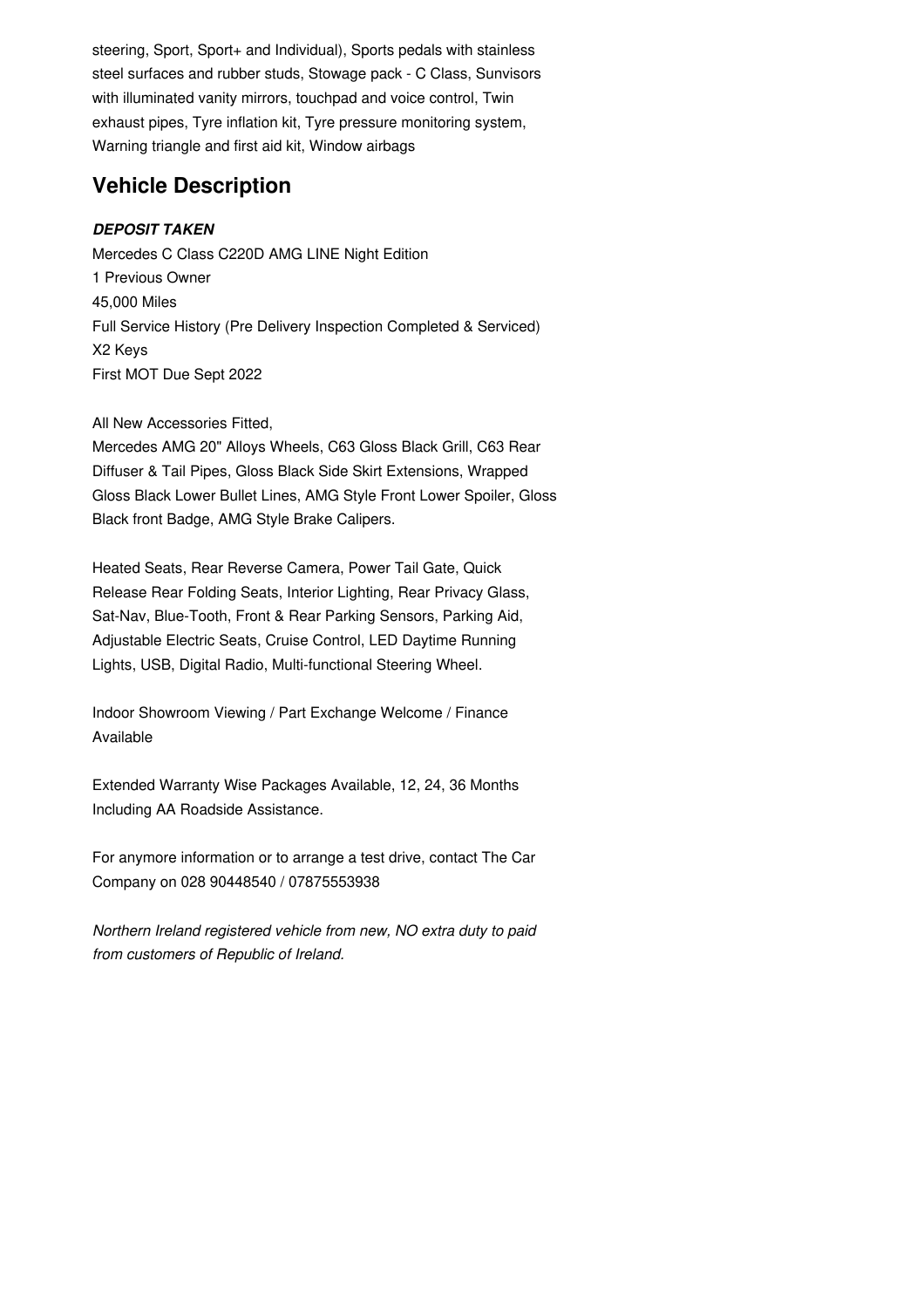steering, Sport, Sport+ and Individual), Sports pedals with stainless steel surfaces and rubber studs, Stowage pack - C Class, Sunvisors with illuminated vanity mirrors, touchpad and voice control, Twin exhaust pipes, Tyre inflation kit, Tyre pressure monitoring system, Warning triangle and first aid kit, Window airbags

## Vehicle Description

***DEPOSIT TAKEN***

Mercedes C Class C220D AMG LINE Night Edition
1 Previous Owner
45,000 Miles
Full Service History (Pre Delivery Inspection Completed & Serviced)
X2 Keys
First MOT Due Sept 2022

All New Accessories Fitted,
Mercedes AMG 20" Alloys Wheels, C63 Gloss Black Grill, C63 Rear Diffuser & Tail Pipes, Gloss Black Side Skirt Extensions, Wrapped Gloss Black Lower Bullet Lines, AMG Style Front Lower Spoiler, Gloss Black front Badge, AMG Style Brake Calipers.

Heated Seats, Rear Reverse Camera, Power Tail Gate, Quick Release Rear Folding Seats, Interior Lighting, Rear Privacy Glass, Sat-Nav, Blue-Tooth, Front & Rear Parking Sensors, Parking Aid, Adjustable Electric Seats, Cruise Control, LED Daytime Running Lights, USB, Digital Radio, Multi-functional Steering Wheel.

Indoor Showroom Viewing / Part Exchange Welcome / Finance Available

Extended Warranty Wise Packages Available, 12, 24, 36 Months Including AA Roadside Assistance.

For anymore information or to arrange a test drive, contact The Car Company on 028 90448540 / 07875553938

*Northern Ireland registered vehicle from new, NO extra duty to paid from customers of Republic of Ireland.*